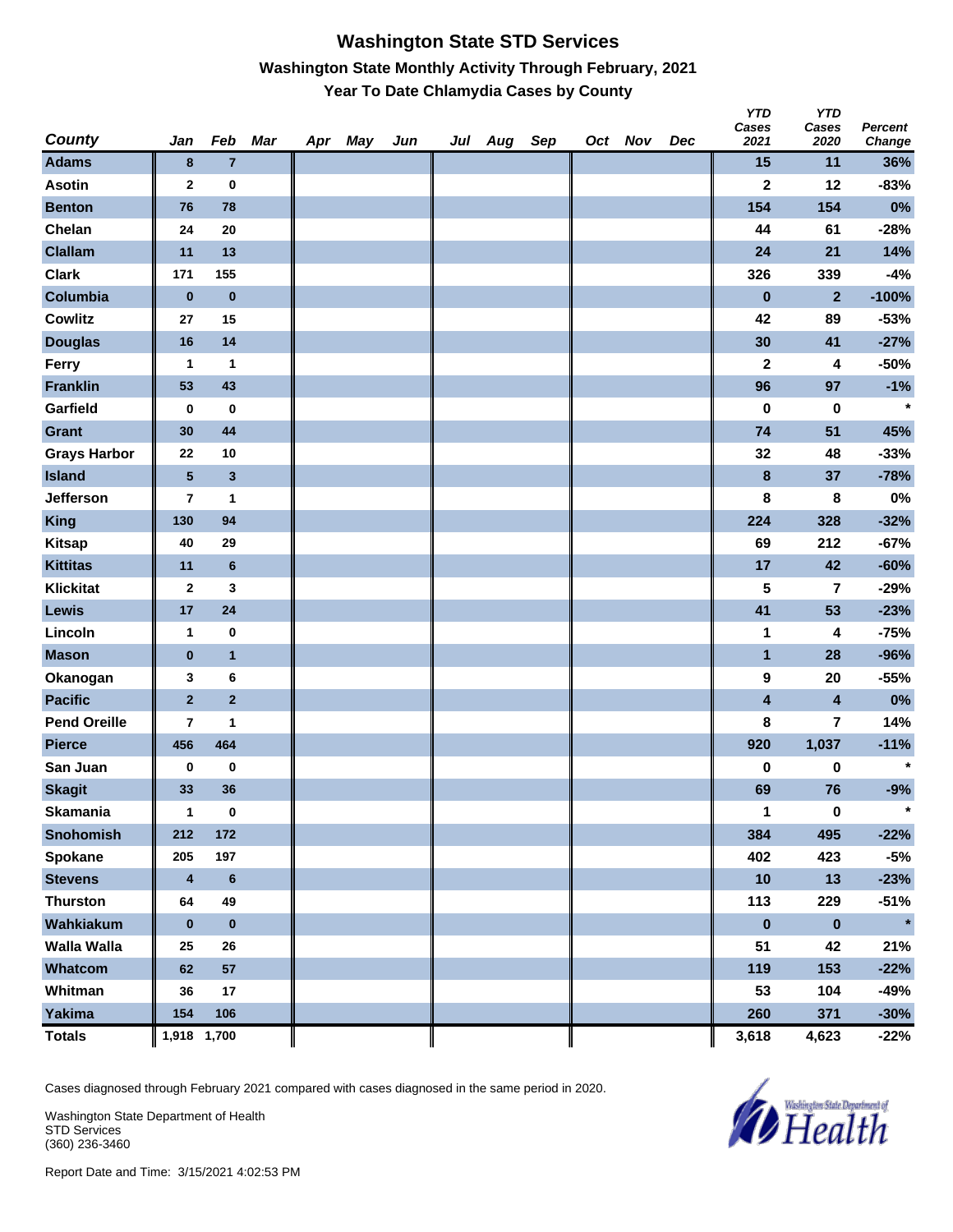# Washington State STD Services

## Washington State Monthly Activity Through February, 2021

### Year To Date Chlamydia Cases by County

| County | Jan | Feb | Mar | Apr | May | Jun | Jul | Aug | Sep | Oct | Nov | Dec | YTD Cases 2021 | YTD Cases 2020 | Percent Change |
|---|---|---|---|---|---|---|---|---|---|---|---|---|---|---|---|
| Adams | 8 | 7 | | | | | | | | | | | 15 | 11 | 36% |
| Asotin | 2 | 0 | | | | | | | | | | | 2 | 12 | -83% |
| Benton | 76 | 78 | | | | | | | | | | | 154 | 154 | 0% |
| Chelan | 24 | 20 | | | | | | | | | | | 44 | 61 | -28% |
| Clallam | 11 | 13 | | | | | | | | | | | 24 | 21 | 14% |
| Clark | 171 | 155 | | | | | | | | | | | 326 | 339 | -4% |
| Columbia | 0 | 0 | | | | | | | | | | | 0 | 2 | -100% |
| Cowlitz | 27 | 15 | | | | | | | | | | | 42 | 89 | -53% |
| Douglas | 16 | 14 | | | | | | | | | | | 30 | 41 | -27% |
| Ferry | 1 | 1 | | | | | | | | | | | 2 | 4 | -50% |
| Franklin | 53 | 43 | | | | | | | | | | | 96 | 97 | -1% |
| Garfield | 0 | 0 | | | | | | | | | | | 0 | 0 | * |
| Grant | 30 | 44 | | | | | | | | | | | 74 | 51 | 45% |
| Grays Harbor | 22 | 10 | | | | | | | | | | | 32 | 48 | -33% |
| Island | 5 | 3 | | | | | | | | | | | 8 | 37 | -78% |
| Jefferson | 7 | 1 | | | | | | | | | | | 8 | 8 | 0% |
| King | 130 | 94 | | | | | | | | | | | 224 | 328 | -32% |
| Kitsap | 40 | 29 | | | | | | | | | | | 69 | 212 | -67% |
| Kittitas | 11 | 6 | | | | | | | | | | | 17 | 42 | -60% |
| Klickitat | 2 | 3 | | | | | | | | | | | 5 | 7 | -29% |
| Lewis | 17 | 24 | | | | | | | | | | | 41 | 53 | -23% |
| Lincoln | 1 | 0 | | | | | | | | | | | 1 | 4 | -75% |
| Mason | 0 | 1 | | | | | | | | | | | 1 | 28 | -96% |
| Okanogan | 3 | 6 | | | | | | | | | | | 9 | 20 | -55% |
| Pacific | 2 | 2 | | | | | | | | | | | 4 | 4 | 0% |
| Pend Oreille | 7 | 1 | | | | | | | | | | | 8 | 7 | 14% |
| Pierce | 456 | 464 | | | | | | | | | | | 920 | 1,037 | -11% |
| San Juan | 0 | 0 | | | | | | | | | | | 0 | 0 | * |
| Skagit | 33 | 36 | | | | | | | | | | | 69 | 76 | -9% |
| Skamania | 1 | 0 | | | | | | | | | | | 1 | 0 | * |
| Snohomish | 212 | 172 | | | | | | | | | | | 384 | 495 | -22% |
| Spokane | 205 | 197 | | | | | | | | | | | 402 | 423 | -5% |
| Stevens | 4 | 6 | | | | | | | | | | | 10 | 13 | -23% |
| Thurston | 64 | 49 | | | | | | | | | | | 113 | 229 | -51% |
| Wahkiakum | 0 | 0 | | | | | | | | | | | 0 | 0 | * |
| Walla Walla | 25 | 26 | | | | | | | | | | | 51 | 42 | 21% |
| Whatcom | 62 | 57 | | | | | | | | | | | 119 | 153 | -22% |
| Whitman | 36 | 17 | | | | | | | | | | | 53 | 104 | -49% |
| Yakima | 154 | 106 | | | | | | | | | | | 260 | 371 | -30% |
| **Totals** | **1,918** | **1,700** | | | | | | | | | | | **3,618** | **4,623** | **-22%** |

Cases diagnosed through February 2021 compared with cases diagnosed in the same period in 2020.

Washington State Department of Health
STD Services
(360) 236-3460

Report Date and Time: 3/15/2021 4:02:53 PM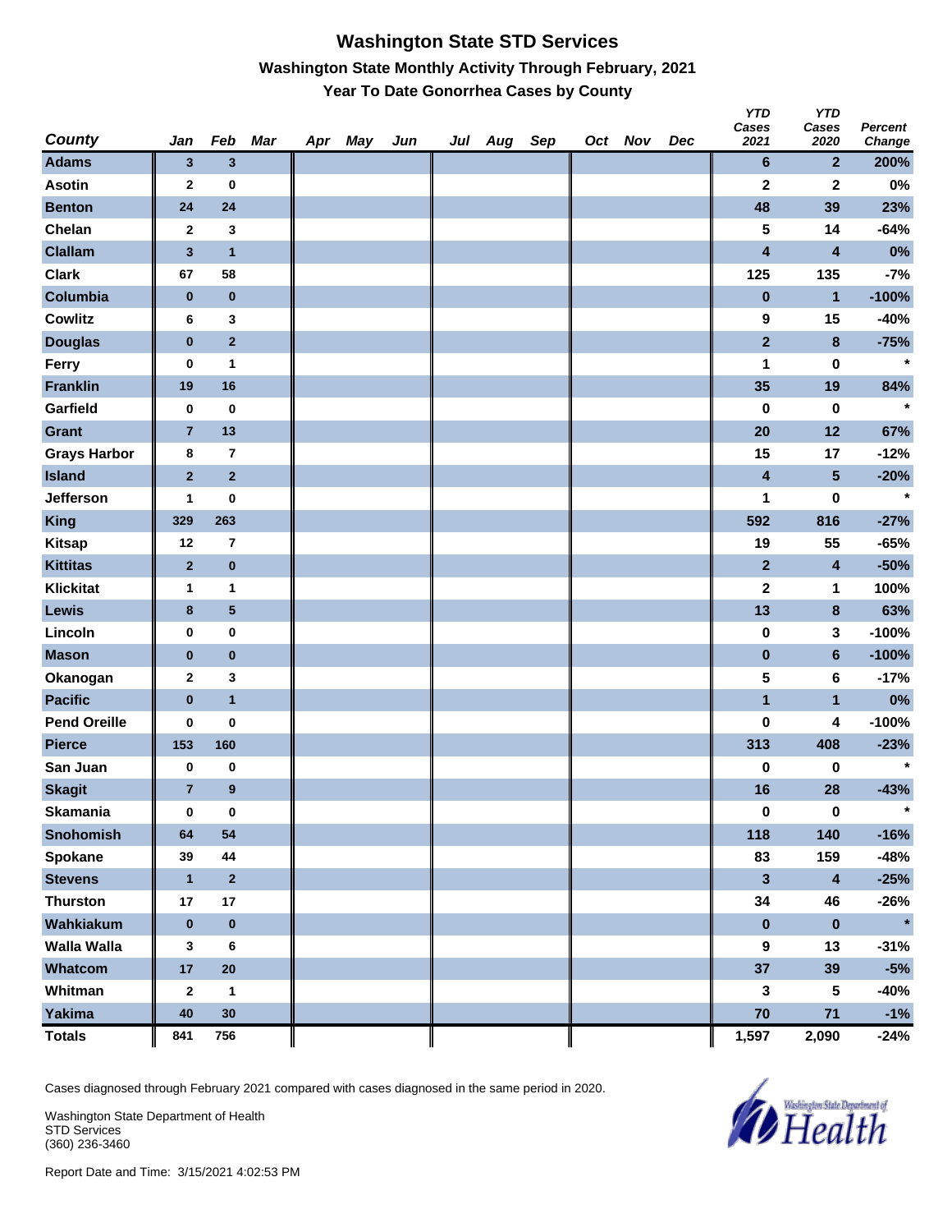# Washington State STD Services

## Washington State Monthly Activity Through February, 2021

### Year To Date Gonorrhea Cases by County

| County | Jan | Feb | Mar | Apr | May | Jun | Jul | Aug | Sep | Oct | Nov | Dec | YTD Cases 2021 | YTD Cases 2020 | Percent Change |
|---|---|---|---|---|---|---|---|---|---|---|---|---|---|---|---|
| Adams | 3 | 3 | | | | | | | | | | | 6 | 2 | 200% |
| Asotin | 2 | 0 | | | | | | | | | | | 2 | 2 | 0% |
| Benton | 24 | 24 | | | | | | | | | | | 48 | 39 | 23% |
| Chelan | 2 | 3 | | | | | | | | | | | 5 | 14 | -64% |
| Clallam | 3 | 1 | | | | | | | | | | | 4 | 4 | 0% |
| Clark | 67 | 58 | | | | | | | | | | | 125 | 135 | -7% |
| Columbia | 0 | 0 | | | | | | | | | | | 0 | 1 | -100% |
| Cowlitz | 6 | 3 | | | | | | | | | | | 9 | 15 | -40% |
| Douglas | 0 | 2 | | | | | | | | | | | 2 | 8 | -75% |
| Ferry | 0 | 1 | | | | | | | | | | | 1 | 0 | * |
| Franklin | 19 | 16 | | | | | | | | | | | 35 | 19 | 84% |
| Garfield | 0 | 0 | | | | | | | | | | | 0 | 0 | * |
| Grant | 7 | 13 | | | | | | | | | | | 20 | 12 | 67% |
| Grays Harbor | 8 | 7 | | | | | | | | | | | 15 | 17 | -12% |
| Island | 2 | 2 | | | | | | | | | | | 4 | 5 | -20% |
| Jefferson | 1 | 0 | | | | | | | | | | | 1 | 0 | * |
| King | 329 | 263 | | | | | | | | | | | 592 | 816 | -27% |
| Kitsap | 12 | 7 | | | | | | | | | | | 19 | 55 | -65% |
| Kittitas | 2 | 0 | | | | | | | | | | | 2 | 4 | -50% |
| Klickitat | 1 | 1 | | | | | | | | | | | 2 | 1 | 100% |
| Lewis | 8 | 5 | | | | | | | | | | | 13 | 8 | 63% |
| Lincoln | 0 | 0 | | | | | | | | | | | 0 | 3 | -100% |
| Mason | 0 | 0 | | | | | | | | | | | 0 | 6 | -100% |
| Okanogan | 2 | 3 | | | | | | | | | | | 5 | 6 | -17% |
| Pacific | 0 | 1 | | | | | | | | | | | 1 | 1 | 0% |
| Pend Oreille | 0 | 0 | | | | | | | | | | | 0 | 4 | -100% |
| Pierce | 153 | 160 | | | | | | | | | | | 313 | 408 | -23% |
| San Juan | 0 | 0 | | | | | | | | | | | 0 | 0 | * |
| Skagit | 7 | 9 | | | | | | | | | | | 16 | 28 | -43% |
| Skamania | 0 | 0 | | | | | | | | | | | 0 | 0 | * |
| Snohomish | 64 | 54 | | | | | | | | | | | 118 | 140 | -16% |
| Spokane | 39 | 44 | | | | | | | | | | | 83 | 159 | -48% |
| Stevens | 1 | 2 | | | | | | | | | | | 3 | 4 | -25% |
| Thurston | 17 | 17 | | | | | | | | | | | 34 | 46 | -26% |
| Wahkiakum | 0 | 0 | | | | | | | | | | | 0 | 0 | * |
| Walla Walla | 3 | 6 | | | | | | | | | | | 9 | 13 | -31% |
| Whatcom | 17 | 20 | | | | | | | | | | | 37 | 39 | -5% |
| Whitman | 2 | 1 | | | | | | | | | | | 3 | 5 | -40% |
| Yakima | 40 | 30 | | | | | | | | | | | 70 | 71 | -1% |
| Totals | 841 | 756 | | | | | | | | | | | 1,597 | 2,090 | -24% |

Cases diagnosed through February 2021 compared with cases diagnosed in the same period in 2020.

Washington State Department of Health
STD Services
(360) 236-3460

Report Date and Time: 3/15/2021 4:02:53 PM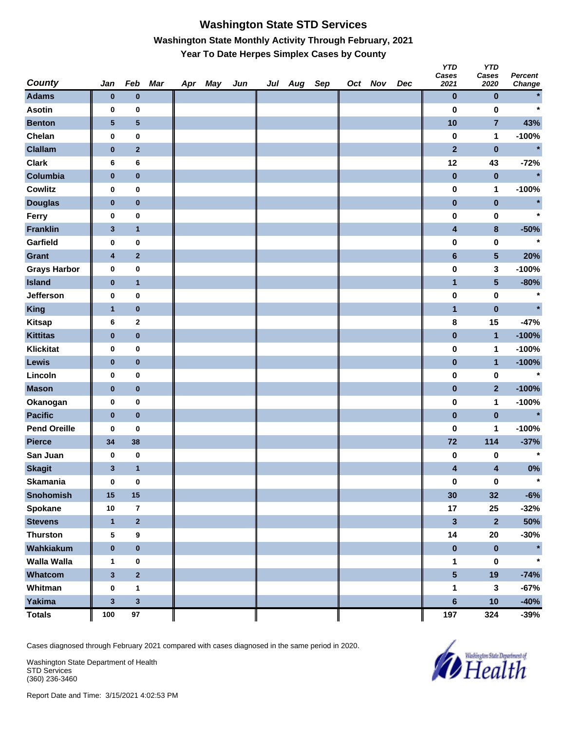# Washington State STD Services

## Washington State Monthly Activity Through February, 2021

### Year To Date Herpes Simplex Cases by County

| County | Jan | Feb | Mar | Apr | May | Jun | Jul | Aug | Sep | Oct | Nov | Dec | YTD Cases 2021 | YTD Cases 2020 | Percent Change |
|---|---|---|---|---|---|---|---|---|---|---|---|---|---|---|---|
| Adams | 0 | 0 | | | | | | | | | | | 0 | 0 | * |
| Asotin | 0 | 0 | | | | | | | | | | | 0 | 0 | * |
| Benton | 5 | 5 | | | | | | | | | | | 10 | 7 | 43% |
| Chelan | 0 | 0 | | | | | | | | | | | 0 | 1 | -100% |
| Clallam | 0 | 2 | | | | | | | | | | | 2 | 0 | * |
| Clark | 6 | 6 | | | | | | | | | | | 12 | 43 | -72% |
| Columbia | 0 | 0 | | | | | | | | | | | 0 | 0 | * |
| Cowlitz | 0 | 0 | | | | | | | | | | | 0 | 1 | -100% |
| Douglas | 0 | 0 | | | | | | | | | | | 0 | 0 | * |
| Ferry | 0 | 0 | | | | | | | | | | | 0 | 0 | * |
| Franklin | 3 | 1 | | | | | | | | | | | 4 | 8 | -50% |
| Garfield | 0 | 0 | | | | | | | | | | | 0 | 0 | * |
| Grant | 4 | 2 | | | | | | | | | | | 6 | 5 | 20% |
| Grays Harbor | 0 | 0 | | | | | | | | | | | 0 | 3 | -100% |
| Island | 0 | 1 | | | | | | | | | | | 1 | 5 | -80% |
| Jefferson | 0 | 0 | | | | | | | | | | | 0 | 0 | * |
| King | 1 | 0 | | | | | | | | | | | 1 | 0 | * |
| Kitsap | 6 | 2 | | | | | | | | | | | 8 | 15 | -47% |
| Kittitas | 0 | 0 | | | | | | | | | | | 0 | 1 | -100% |
| Klickitat | 0 | 0 | | | | | | | | | | | 0 | 1 | -100% |
| Lewis | 0 | 0 | | | | | | | | | | | 0 | 1 | -100% |
| Lincoln | 0 | 0 | | | | | | | | | | | 0 | 0 | * |
| Mason | 0 | 0 | | | | | | | | | | | 0 | 2 | -100% |
| Okanogan | 0 | 0 | | | | | | | | | | | 0 | 1 | -100% |
| Pacific | 0 | 0 | | | | | | | | | | | 0 | 0 | * |
| Pend Oreille | 0 | 0 | | | | | | | | | | | 0 | 1 | -100% |
| Pierce | 34 | 38 | | | | | | | | | | | 72 | 114 | -37% |
| San Juan | 0 | 0 | | | | | | | | | | | 0 | 0 | * |
| Skagit | 3 | 1 | | | | | | | | | | | 4 | 4 | 0% |
| Skamania | 0 | 0 | | | | | | | | | | | 0 | 0 | * |
| Snohomish | 15 | 15 | | | | | | | | | | | 30 | 32 | -6% |
| Spokane | 10 | 7 | | | | | | | | | | | 17 | 25 | -32% |
| Stevens | 1 | 2 | | | | | | | | | | | 3 | 2 | 50% |
| Thurston | 5 | 9 | | | | | | | | | | | 14 | 20 | -30% |
| Wahkiakum | 0 | 0 | | | | | | | | | | | 0 | 0 | * |
| Walla Walla | 1 | 0 | | | | | | | | | | | 1 | 0 | * |
| Whatcom | 3 | 2 | | | | | | | | | | | 5 | 19 | -74% |
| Whitman | 0 | 1 | | | | | | | | | | | 1 | 3 | -67% |
| Yakima | 3 | 3 | | | | | | | | | | | 6 | 10 | -40% |
| Totals | 100 | 97 | | | | | | | | | | | 197 | 324 | -39% |

Cases diagnosed through February 2021 compared with cases diagnosed in the same period in 2020.

Washington State Department of Health
STD Services
(360) 236-3460

Report Date and Time: 3/15/2021 4:02:53 PM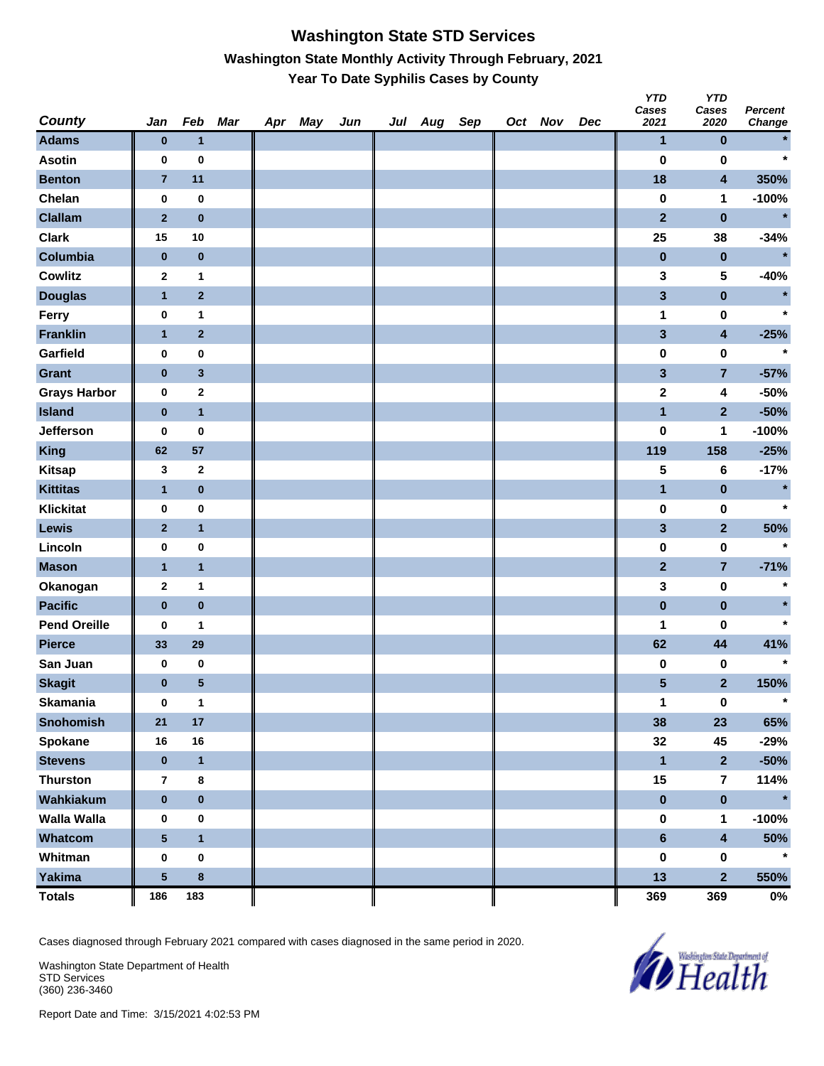# Washington State STD Services

## Washington State Monthly Activity Through February, 2021

### Year To Date Syphilis Cases by County

| County | Jan | Feb | Mar | Apr | May | Jun | Jul | Aug | Sep | Oct | Nov | Dec | YTD Cases 2021 | YTD Cases 2020 | Percent Change |
|---|---|---|---|---|---|---|---|---|---|---|---|---|---|---|---|
| Adams | 0 | 1 | | | | | | | | | | | 1 | 0 | * |
| Asotin | 0 | 0 | | | | | | | | | | | 0 | 0 | * |
| Benton | 7 | 11 | | | | | | | | | | | 18 | 4 | 350% |
| Chelan | 0 | 0 | | | | | | | | | | | 0 | 1 | -100% |
| Clallam | 2 | 0 | | | | | | | | | | | 2 | 0 | * |
| Clark | 15 | 10 | | | | | | | | | | | 25 | 38 | -34% |
| Columbia | 0 | 0 | | | | | | | | | | | 0 | 0 | * |
| Cowlitz | 2 | 1 | | | | | | | | | | | 3 | 5 | -40% |
| Douglas | 1 | 2 | | | | | | | | | | | 3 | 0 | * |
| Ferry | 0 | 1 | | | | | | | | | | | 1 | 0 | * |
| Franklin | 1 | 2 | | | | | | | | | | | 3 | 4 | -25% |
| Garfield | 0 | 0 | | | | | | | | | | | 0 | 0 | * |
| Grant | 0 | 3 | | | | | | | | | | | 3 | 7 | -57% |
| Grays Harbor | 0 | 2 | | | | | | | | | | | 2 | 4 | -50% |
| Island | 0 | 1 | | | | | | | | | | | 1 | 2 | -50% |
| Jefferson | 0 | 0 | | | | | | | | | | | 0 | 1 | -100% |
| King | 62 | 57 | | | | | | | | | | | 119 | 158 | -25% |
| Kitsap | 3 | 2 | | | | | | | | | | | 5 | 6 | -17% |
| Kittitas | 1 | 0 | | | | | | | | | | | 1 | 0 | * |
| Klickitat | 0 | 0 | | | | | | | | | | | 0 | 0 | * |
| Lewis | 2 | 1 | | | | | | | | | | | 3 | 2 | 50% |
| Lincoln | 0 | 0 | | | | | | | | | | | 0 | 0 | * |
| Mason | 1 | 1 | | | | | | | | | | | 2 | 7 | -71% |
| Okanogan | 2 | 1 | | | | | | | | | | | 3 | 0 | * |
| Pacific | 0 | 0 | | | | | | | | | | | 0 | 0 | * |
| Pend Oreille | 0 | 1 | | | | | | | | | | | 1 | 0 | * |
| Pierce | 33 | 29 | | | | | | | | | | | 62 | 44 | 41% |
| San Juan | 0 | 0 | | | | | | | | | | | 0 | 0 | * |
| Skagit | 0 | 5 | | | | | | | | | | | 5 | 2 | 150% |
| Skamania | 0 | 1 | | | | | | | | | | | 1 | 0 | * |
| Snohomish | 21 | 17 | | | | | | | | | | | 38 | 23 | 65% |
| Spokane | 16 | 16 | | | | | | | | | | | 32 | 45 | -29% |
| Stevens | 0 | 1 | | | | | | | | | | | 1 | 2 | -50% |
| Thurston | 7 | 8 | | | | | | | | | | | 15 | 7 | 114% |
| Wahkiakum | 0 | 0 | | | | | | | | | | | 0 | 0 | * |
| Walla Walla | 0 | 0 | | | | | | | | | | | 0 | 1 | -100% |
| Whatcom | 5 | 1 | | | | | | | | | | | 6 | 4 | 50% |
| Whitman | 0 | 0 | | | | | | | | | | | 0 | 0 | * |
| Yakima | 5 | 8 | | | | | | | | | | | 13 | 2 | 550% |
| Totals | 186 | 183 | | | | | | | | | | | 369 | 369 | 0% |

Cases diagnosed through February 2021 compared with cases diagnosed in the same period in 2020.

Washington State Department of Health
STD Services
(360) 236-3460

Report Date and Time: 3/15/2021 4:02:53 PM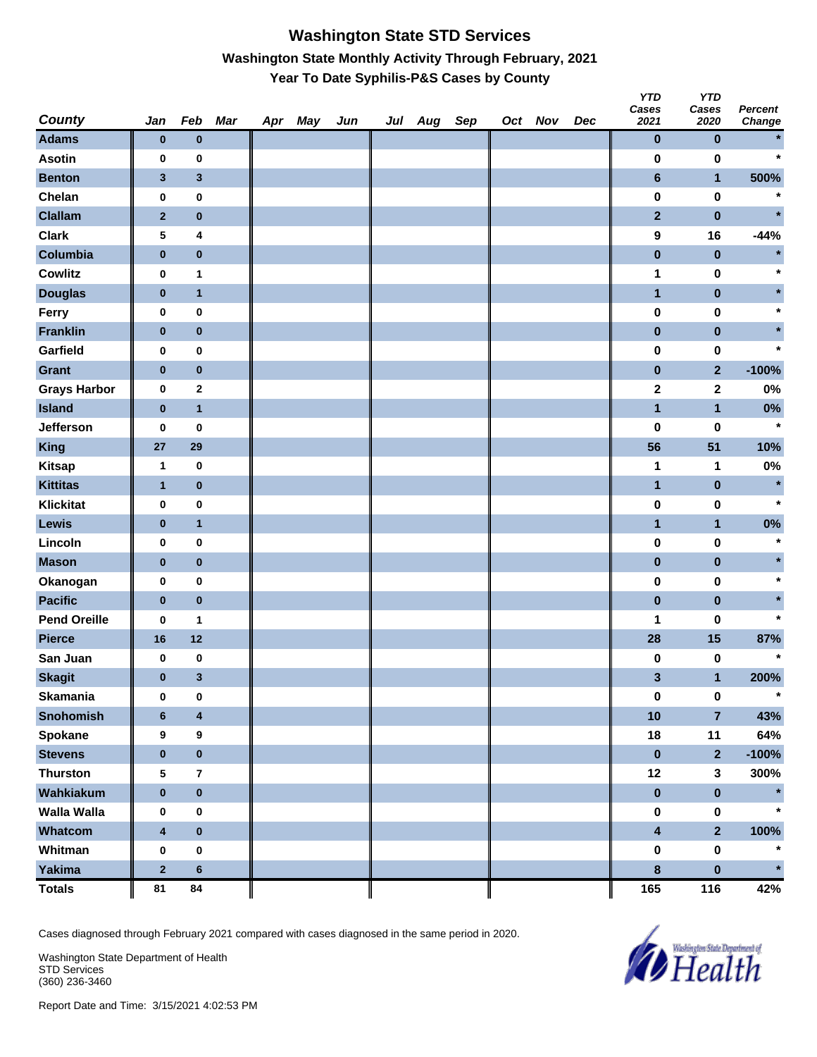# Washington State STD Services

## Washington State Monthly Activity Through February, 2021

### Year To Date Syphilis-P&S Cases by County

| County | Jan | Feb | Mar | Apr | May | Jun | Jul | Aug | Sep | Oct | Nov | Dec | YTD Cases 2021 | YTD Cases 2020 | Percent Change |
|---|---|---|---|---|---|---|---|---|---|---|---|---|---|---|---|
| Adams | 0 | 0 | | | | | | | | | | | 0 | 0 | * |
| Asotin | 0 | 0 | | | | | | | | | | | 0 | 0 | * |
| Benton | 3 | 3 | | | | | | | | | | | 6 | 1 | 500% |
| Chelan | 0 | 0 | | | | | | | | | | | 0 | 0 | * |
| Clallam | 2 | 0 | | | | | | | | | | | 2 | 0 | * |
| Clark | 5 | 4 | | | | | | | | | | | 9 | 16 | -44% |
| Columbia | 0 | 0 | | | | | | | | | | | 0 | 0 | * |
| Cowlitz | 0 | 1 | | | | | | | | | | | 1 | 0 | * |
| Douglas | 0 | 1 | | | | | | | | | | | 1 | 0 | * |
| Ferry | 0 | 0 | | | | | | | | | | | 0 | 0 | * |
| Franklin | 0 | 0 | | | | | | | | | | | 0 | 0 | * |
| Garfield | 0 | 0 | | | | | | | | | | | 0 | 0 | * |
| Grant | 0 | 0 | | | | | | | | | | | 0 | 2 | -100% |
| Grays Harbor | 0 | 2 | | | | | | | | | | | 2 | 2 | 0% |
| Island | 0 | 1 | | | | | | | | | | | 1 | 1 | 0% |
| Jefferson | 0 | 0 | | | | | | | | | | | 0 | 0 | * |
| King | 27 | 29 | | | | | | | | | | | 56 | 51 | 10% |
| Kitsap | 1 | 0 | | | | | | | | | | | 1 | 1 | 0% |
| Kittitas | 1 | 0 | | | | | | | | | | | 1 | 0 | * |
| Klickitat | 0 | 0 | | | | | | | | | | | 0 | 0 | * |
| Lewis | 0 | 1 | | | | | | | | | | | 1 | 1 | 0% |
| Lincoln | 0 | 0 | | | | | | | | | | | 0 | 0 | * |
| Mason | 0 | 0 | | | | | | | | | | | 0 | 0 | * |
| Okanogan | 0 | 0 | | | | | | | | | | | 0 | 0 | * |
| Pacific | 0 | 0 | | | | | | | | | | | 0 | 0 | * |
| Pend Oreille | 0 | 1 | | | | | | | | | | | 1 | 0 | * |
| Pierce | 16 | 12 | | | | | | | | | | | 28 | 15 | 87% |
| San Juan | 0 | 0 | | | | | | | | | | | 0 | 0 | * |
| Skagit | 0 | 3 | | | | | | | | | | | 3 | 1 | 200% |
| Skamania | 0 | 0 | | | | | | | | | | | 0 | 0 | * |
| Snohomish | 6 | 4 | | | | | | | | | | | 10 | 7 | 43% |
| Spokane | 9 | 9 | | | | | | | | | | | 18 | 11 | 64% |
| Stevens | 0 | 0 | | | | | | | | | | | 0 | 2 | -100% |
| Thurston | 5 | 7 | | | | | | | | | | | 12 | 3 | 300% |
| Wahkiakum | 0 | 0 | | | | | | | | | | | 0 | 0 | * |
| Walla Walla | 0 | 0 | | | | | | | | | | | 0 | 0 | * |
| Whatcom | 4 | 0 | | | | | | | | | | | 4 | 2 | 100% |
| Whitman | 0 | 0 | | | | | | | | | | | 0 | 0 | * |
| Yakima | 2 | 6 | | | | | | | | | | | 8 | 0 | * |
| Totals | 81 | 84 | | | | | | | | | | | 165 | 116 | 42% |

Cases diagnosed through February 2021 compared with cases diagnosed in the same period in 2020.

Washington State Department of Health
STD Services
(360) 236-3460

Report Date and Time: 3/15/2021 4:02:53 PM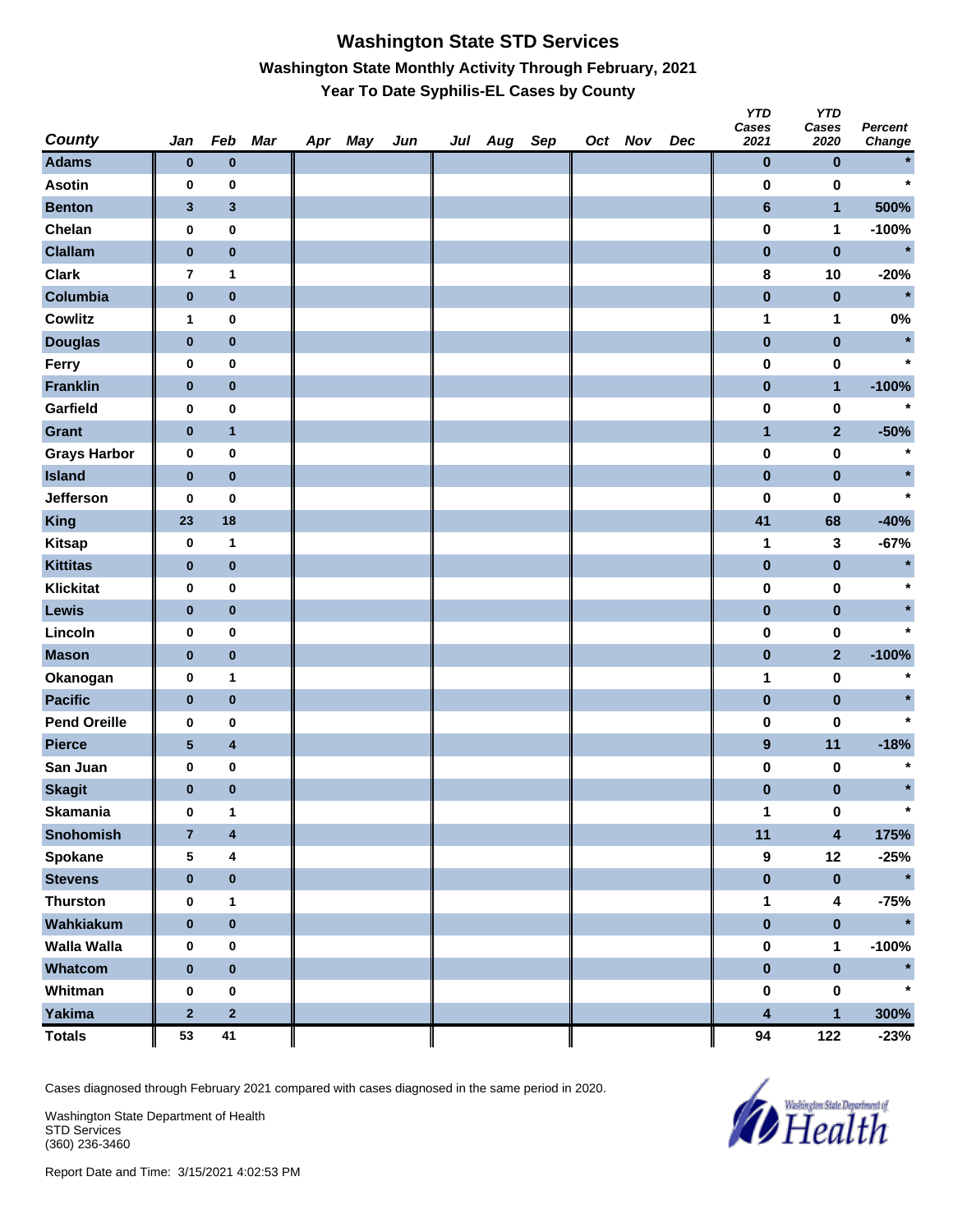# Washington State STD Services

## Washington State Monthly Activity Through February, 2021

### Year To Date Syphilis-EL Cases by County

| County | Jan | Feb | Mar | Apr | May | Jun | Jul | Aug | Sep | Oct | Nov | Dec | YTD Cases 2021 | YTD Cases 2020 | Percent Change |
|---|---|---|---|---|---|---|---|---|---|---|---|---|---|---|---|
| Adams | 0 | 0 | | | | | | | | | | | 0 | 0 | * |
| Asotin | 0 | 0 | | | | | | | | | | | 0 | 0 | * |
| Benton | 3 | 3 | | | | | | | | | | | 6 | 1 | 500% |
| Chelan | 0 | 0 | | | | | | | | | | | 0 | 1 | -100% |
| Clallam | 0 | 0 | | | | | | | | | | | 0 | 0 | * |
| Clark | 7 | 1 | | | | | | | | | | | 8 | 10 | -20% |
| Columbia | 0 | 0 | | | | | | | | | | | 0 | 0 | * |
| Cowlitz | 1 | 0 | | | | | | | | | | | 1 | 1 | 0% |
| Douglas | 0 | 0 | | | | | | | | | | | 0 | 0 | * |
| Ferry | 0 | 0 | | | | | | | | | | | 0 | 0 | * |
| Franklin | 0 | 0 | | | | | | | | | | | 0 | 1 | -100% |
| Garfield | 0 | 0 | | | | | | | | | | | 0 | 0 | * |
| Grant | 0 | 1 | | | | | | | | | | | 1 | 2 | -50% |
| Grays Harbor | 0 | 0 | | | | | | | | | | | 0 | 0 | * |
| Island | 0 | 0 | | | | | | | | | | | 0 | 0 | * |
| Jefferson | 0 | 0 | | | | | | | | | | | 0 | 0 | * |
| King | 23 | 18 | | | | | | | | | | | 41 | 68 | -40% |
| Kitsap | 0 | 1 | | | | | | | | | | | 1 | 3 | -67% |
| Kittitas | 0 | 0 | | | | | | | | | | | 0 | 0 | * |
| Klickitat | 0 | 0 | | | | | | | | | | | 0 | 0 | * |
| Lewis | 0 | 0 | | | | | | | | | | | 0 | 0 | * |
| Lincoln | 0 | 0 | | | | | | | | | | | 0 | 0 | * |
| Mason | 0 | 0 | | | | | | | | | | | 0 | 2 | -100% |
| Okanogan | 0 | 1 | | | | | | | | | | | 1 | 0 | * |
| Pacific | 0 | 0 | | | | | | | | | | | 0 | 0 | * |
| Pend Oreille | 0 | 0 | | | | | | | | | | | 0 | 0 | * |
| Pierce | 5 | 4 | | | | | | | | | | | 9 | 11 | -18% |
| San Juan | 0 | 0 | | | | | | | | | | | 0 | 0 | * |
| Skagit | 0 | 0 | | | | | | | | | | | 0 | 0 | * |
| Skamania | 0 | 1 | | | | | | | | | | | 1 | 0 | * |
| Snohomish | 7 | 4 | | | | | | | | | | | 11 | 4 | 175% |
| Spokane | 5 | 4 | | | | | | | | | | | 9 | 12 | -25% |
| Stevens | 0 | 0 | | | | | | | | | | | 0 | 0 | * |
| Thurston | 0 | 1 | | | | | | | | | | | 1 | 4 | -75% |
| Wahkiakum | 0 | 0 | | | | | | | | | | | 0 | 0 | * |
| Walla Walla | 0 | 0 | | | | | | | | | | | 0 | 1 | -100% |
| Whatcom | 0 | 0 | | | | | | | | | | | 0 | 0 | * |
| Whitman | 0 | 0 | | | | | | | | | | | 0 | 0 | * |
| Yakima | 2 | 2 | | | | | | | | | | | 4 | 1 | 300% |
| Totals | 53 | 41 | | | | | | | | | | | 94 | 122 | -23% |

Cases diagnosed through February 2021 compared with cases diagnosed in the same period in 2020.

Washington State Department of Health
STD Services
(360) 236-3460

Report Date and Time: 3/15/2021 4:02:53 PM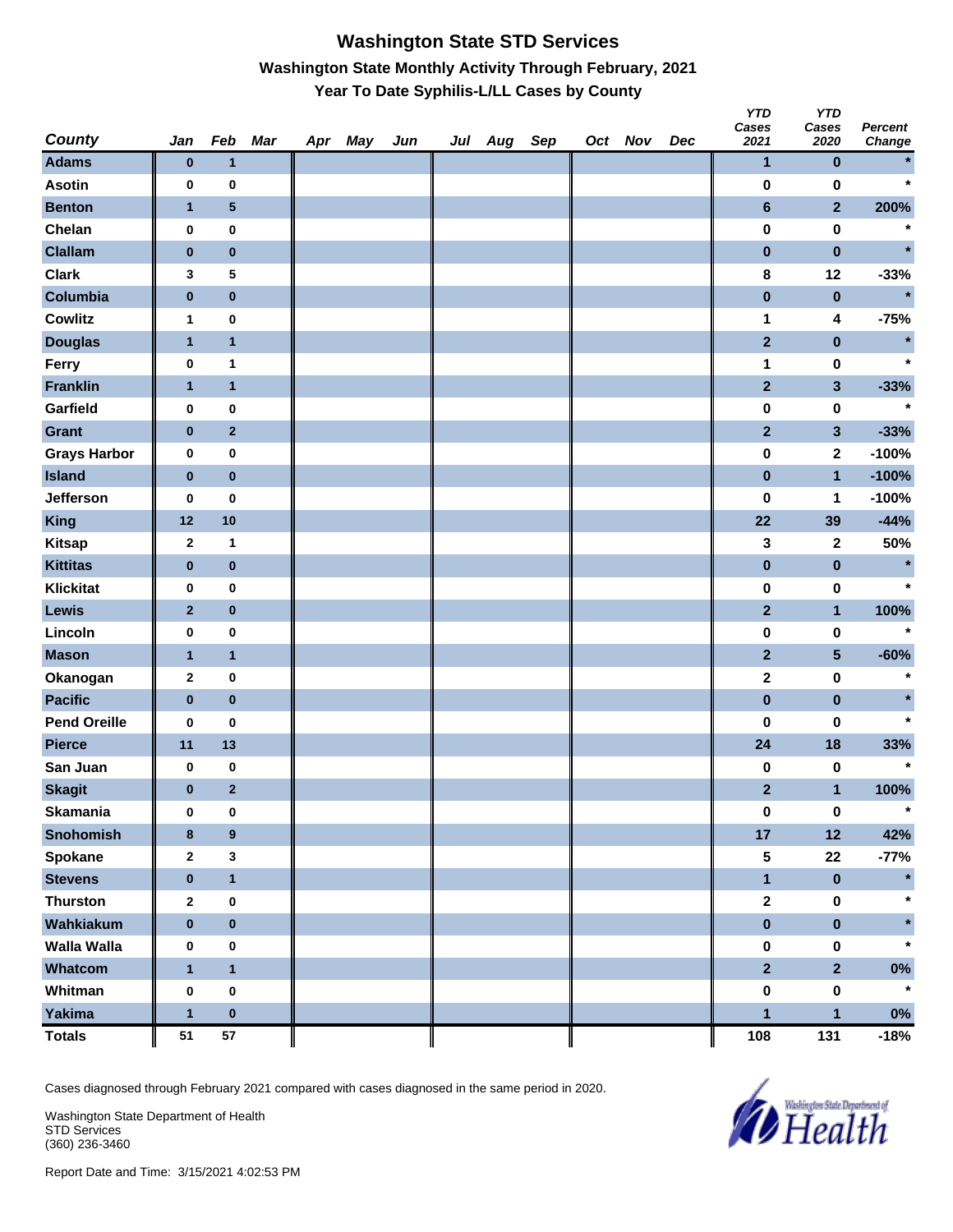# Washington State STD Services

## Washington State Monthly Activity Through February, 2021

### Year To Date Syphilis-L/LL Cases by County

| County | Jan | Feb | Mar | Apr | May | Jun | Jul | Aug | Sep | Oct | Nov | Dec | YTD Cases 2021 | YTD Cases 2020 | Percent Change |
|---|---|---|---|---|---|---|---|---|---|---|---|---|---|---|---|
| Adams | 0 | 1 | | | | | | | | | | | 1 | 0 | * |
| Asotin | 0 | 0 | | | | | | | | | | | 0 | 0 | * |
| Benton | 1 | 5 | | | | | | | | | | | 6 | 2 | 200% |
| Chelan | 0 | 0 | | | | | | | | | | | 0 | 0 | * |
| Clallam | 0 | 0 | | | | | | | | | | | 0 | 0 | * |
| Clark | 3 | 5 | | | | | | | | | | | 8 | 12 | -33% |
| Columbia | 0 | 0 | | | | | | | | | | | 0 | 0 | * |
| Cowlitz | 1 | 0 | | | | | | | | | | | 1 | 4 | -75% |
| Douglas | 1 | 1 | | | | | | | | | | | 2 | 0 | * |
| Ferry | 0 | 1 | | | | | | | | | | | 1 | 0 | * |
| Franklin | 1 | 1 | | | | | | | | | | | 2 | 3 | -33% |
| Garfield | 0 | 0 | | | | | | | | | | | 0 | 0 | * |
| Grant | 0 | 2 | | | | | | | | | | | 2 | 3 | -33% |
| Grays Harbor | 0 | 0 | | | | | | | | | | | 0 | 2 | -100% |
| Island | 0 | 0 | | | | | | | | | | | 0 | 1 | -100% |
| Jefferson | 0 | 0 | | | | | | | | | | | 0 | 1 | -100% |
| King | 12 | 10 | | | | | | | | | | | 22 | 39 | -44% |
| Kitsap | 2 | 1 | | | | | | | | | | | 3 | 2 | 50% |
| Kittitas | 0 | 0 | | | | | | | | | | | 0 | 0 | * |
| Klickitat | 0 | 0 | | | | | | | | | | | 0 | 0 | * |
| Lewis | 2 | 0 | | | | | | | | | | | 2 | 1 | 100% |
| Lincoln | 0 | 0 | | | | | | | | | | | 0 | 0 | * |
| Mason | 1 | 1 | | | | | | | | | | | 2 | 5 | -60% |
| Okanogan | 2 | 0 | | | | | | | | | | | 2 | 0 | * |
| Pacific | 0 | 0 | | | | | | | | | | | 0 | 0 | * |
| Pend Oreille | 0 | 0 | | | | | | | | | | | 0 | 0 | * |
| Pierce | 11 | 13 | | | | | | | | | | | 24 | 18 | 33% |
| San Juan | 0 | 0 | | | | | | | | | | | 0 | 0 | * |
| Skagit | 0 | 2 | | | | | | | | | | | 2 | 1 | 100% |
| Skamania | 0 | 0 | | | | | | | | | | | 0 | 0 | * |
| Snohomish | 8 | 9 | | | | | | | | | | | 17 | 12 | 42% |
| Spokane | 2 | 3 | | | | | | | | | | | 5 | 22 | -77% |
| Stevens | 0 | 1 | | | | | | | | | | | 1 | 0 | * |
| Thurston | 2 | 0 | | | | | | | | | | | 2 | 0 | * |
| Wahkiakum | 0 | 0 | | | | | | | | | | | 0 | 0 | * |
| Walla Walla | 0 | 0 | | | | | | | | | | | 0 | 0 | * |
| Whatcom | 1 | 1 | | | | | | | | | | | 2 | 2 | 0% |
| Whitman | 0 | 0 | | | | | | | | | | | 0 | 0 | * |
| Yakima | 1 | 0 | | | | | | | | | | | 1 | 1 | 0% |
| Totals | 51 | 57 | | | | | | | | | | | 108 | 131 | -18% |

Cases diagnosed through February 2021 compared with cases diagnosed in the same period in 2020.

Washington State Department of Health
STD Services
(360) 236-3460

Report Date and Time: 3/15/2021 4:02:53 PM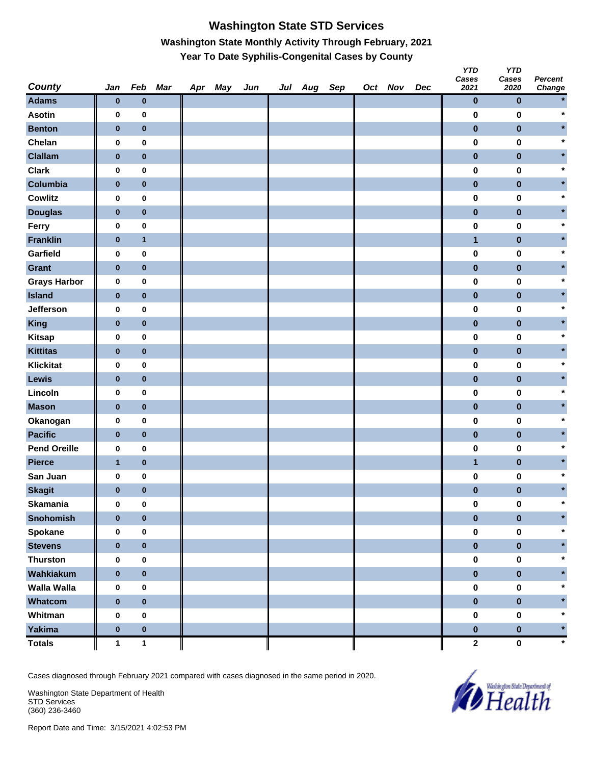# Washington State STD Services

## Washington State Monthly Activity Through February, 2021

### Year To Date Syphilis-Congenital Cases by County

| County | Jan | Feb | Mar | Apr | May | Jun | Jul | Aug | Sep | Oct | Nov | Dec | YTD Cases 2021 | YTD Cases 2020 | Percent Change |
|---|---|---|---|---|---|---|---|---|---|---|---|---|---|---|---|
| Adams | 0 | 0 | | | | | | | | | | | 0 | 0 | * |
| Asotin | 0 | 0 | | | | | | | | | | | 0 | 0 | * |
| Benton | 0 | 0 | | | | | | | | | | | 0 | 0 | * |
| Chelan | 0 | 0 | | | | | | | | | | | 0 | 0 | * |
| Clallam | 0 | 0 | | | | | | | | | | | 0 | 0 | * |
| Clark | 0 | 0 | | | | | | | | | | | 0 | 0 | * |
| Columbia | 0 | 0 | | | | | | | | | | | 0 | 0 | * |
| Cowlitz | 0 | 0 | | | | | | | | | | | 0 | 0 | * |
| Douglas | 0 | 0 | | | | | | | | | | | 0 | 0 | * |
| Ferry | 0 | 0 | | | | | | | | | | | 0 | 0 | * |
| Franklin | 0 | 1 | | | | | | | | | | | 1 | 0 | * |
| Garfield | 0 | 0 | | | | | | | | | | | 0 | 0 | * |
| Grant | 0 | 0 | | | | | | | | | | | 0 | 0 | * |
| Grays Harbor | 0 | 0 | | | | | | | | | | | 0 | 0 | * |
| Island | 0 | 0 | | | | | | | | | | | 0 | 0 | * |
| Jefferson | 0 | 0 | | | | | | | | | | | 0 | 0 | * |
| King | 0 | 0 | | | | | | | | | | | 0 | 0 | * |
| Kitsap | 0 | 0 | | | | | | | | | | | 0 | 0 | * |
| Kittitas | 0 | 0 | | | | | | | | | | | 0 | 0 | * |
| Klickitat | 0 | 0 | | | | | | | | | | | 0 | 0 | * |
| Lewis | 0 | 0 | | | | | | | | | | | 0 | 0 | * |
| Lincoln | 0 | 0 | | | | | | | | | | | 0 | 0 | * |
| Mason | 0 | 0 | | | | | | | | | | | 0 | 0 | * |
| Okanogan | 0 | 0 | | | | | | | | | | | 0 | 0 | * |
| Pacific | 0 | 0 | | | | | | | | | | | 0 | 0 | * |
| Pend Oreille | 0 | 0 | | | | | | | | | | | 0 | 0 | * |
| Pierce | 1 | 0 | | | | | | | | | | | 1 | 0 | * |
| San Juan | 0 | 0 | | | | | | | | | | | 0 | 0 | * |
| Skagit | 0 | 0 | | | | | | | | | | | 0 | 0 | * |
| Skamania | 0 | 0 | | | | | | | | | | | 0 | 0 | * |
| Snohomish | 0 | 0 | | | | | | | | | | | 0 | 0 | * |
| Spokane | 0 | 0 | | | | | | | | | | | 0 | 0 | * |
| Stevens | 0 | 0 | | | | | | | | | | | 0 | 0 | * |
| Thurston | 0 | 0 | | | | | | | | | | | 0 | 0 | * |
| Wahkiakum | 0 | 0 | | | | | | | | | | | 0 | 0 | * |
| Walla Walla | 0 | 0 | | | | | | | | | | | 0 | 0 | * |
| Whatcom | 0 | 0 | | | | | | | | | | | 0 | 0 | * |
| Whitman | 0 | 0 | | | | | | | | | | | 0 | 0 | * |
| Yakima | 0 | 0 | | | | | | | | | | | 0 | 0 | * |
| Totals | 1 | 1 | | | | | | | | | | | 2 | 0 | * |

Cases diagnosed through February 2021 compared with cases diagnosed in the same period in 2020.

Washington State Department of Health
STD Services
(360) 236-3460

Report Date and Time: 3/15/2021 4:02:53 PM